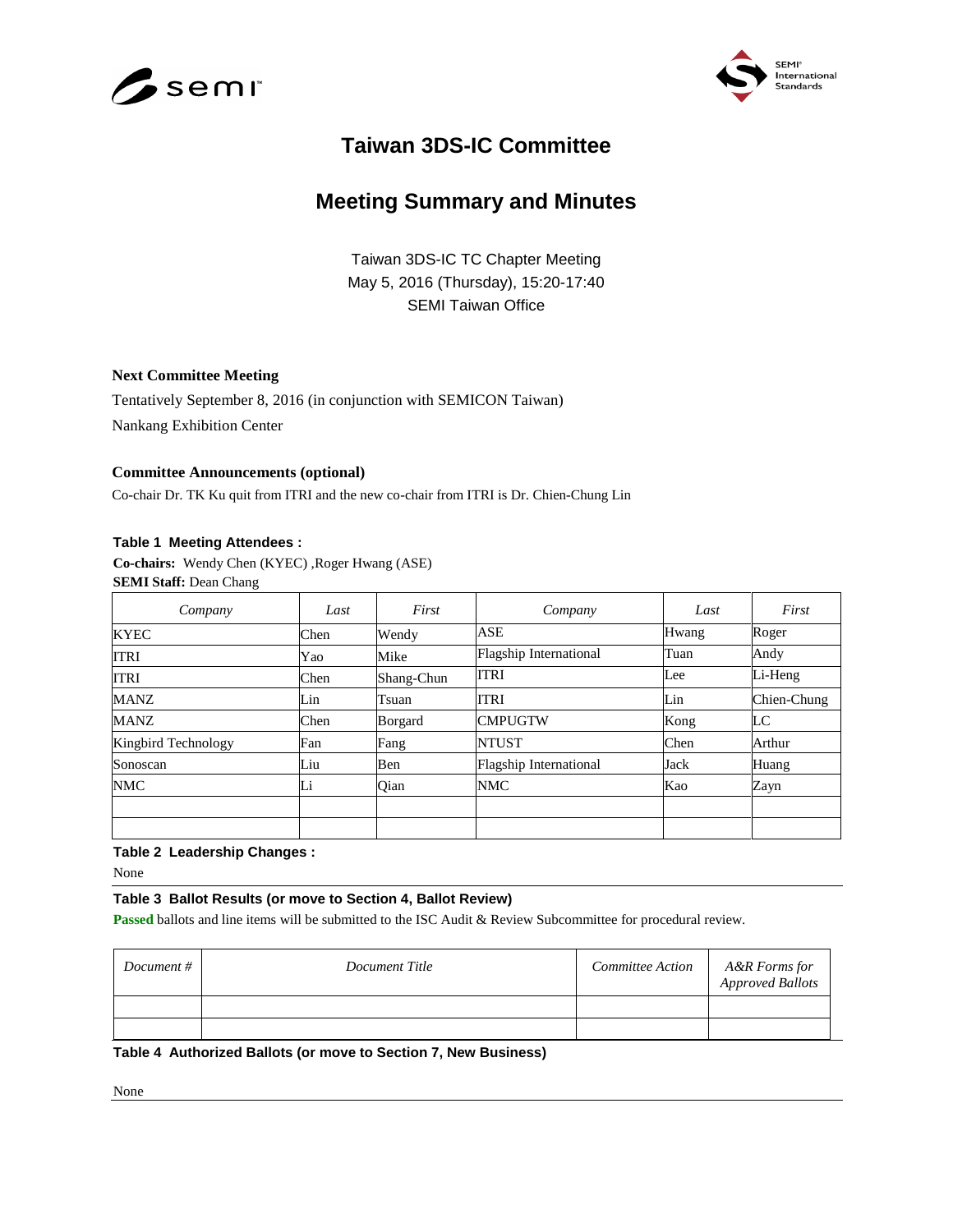# Taiwan 3DS-IC Committee

## Meeting Summary and Minutes

Taiwan 3DS-IC TC Chapter Meeting
May 5, 2016 (Thursday), 15:20-17:40
SEMI Taiwan Office

**Next Committee Meeting**

Tentatively September 8, 2016 (in conjunction with SEMICON Taiwan)

Nankang Exhibition Center

**Committee Announcements (optional)**

Co-chair Dr. TK Ku quit from ITRI and the new co-chair from ITRI is Dr. Chien-Chung Lin

**Table 1 Meeting Attendees :**

**Co-chairs:** Wendy Chen (KYEC) ,Roger Hwang (ASE)
**SEMI Staff:** Dean Chang

| *Company* | *Last* | *First* | *Company* | *Last* | *First* |
|---|---|---|---|---|---|
| KYEC | Chen | Wendy | ASE | Hwang | Roger |
| ITRI | Yao | Mike | Flagship International | Tuan | Andy |
| ITRI | Chen | Shang-Chun | ITRI | Lee | Li-Heng |
| MANZ | Lin | Tsuan | ITRI | Lin | Chien-Chung |
| MANZ | Chen | Borgard | CMPUGTW | Kong | LC |
| Kingbird Technology | Fan | Fang | NTUST | Chen | Arthur |
| Sonoscan | Liu | Ben | Flagship International | Jack | Huang |
| NMC | Li | Qian | NMC | Kao | Zayn |
| | | | | | |
| | | | | | |

**Table 2 Leadership Changes :**

None

**Table 3 Ballot Results (or move to Section 4, Ballot Review)**

**Passed** ballots and line items will be submitted to the ISC Audit & Review Subcommittee for procedural review.

| *Document #* | *Document Title* | *Committee Action* | *A&R Forms for Approved Ballots* |
|---|---|---|---|
| | | | |
| | | | |

**Table 4 Authorized Ballots (or move to Section 7, New Business)**

None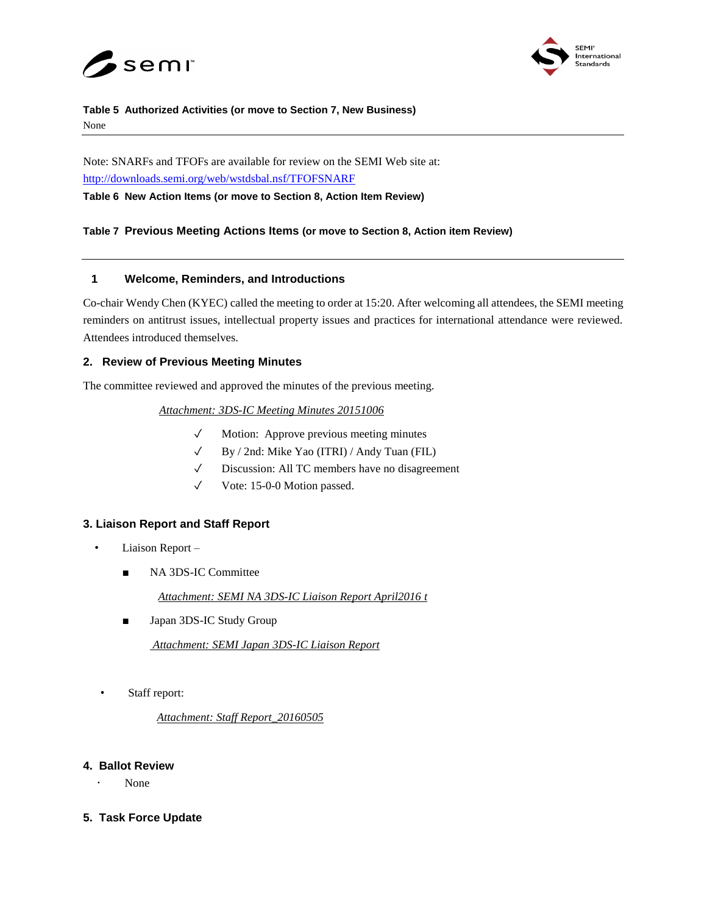**Table 5 Authorized Activities (or move to Section 7, New Business)**

None

---

Note: SNARFs and TFOFs are available for review on the SEMI Web site at: [http://downloads.semi.org/web/wstdsbal.nsf/TFOFSNARF](http://downloads.semi.org/web/wstdsbal.nsf/TFOFSNARF)

**Table 6 New Action Items (or move to Section 8, Action Item Review)**

**Table 7 Previous Meeting Actions Items (or move to Section 8, Action item Review)**

---

## 1 Welcome, Reminders, and Introductions

Co-chair Wendy Chen (KYEC) called the meeting to order at 15:20. After welcoming all attendees, the SEMI meeting reminders on antitrust issues, intellectual property issues and practices for international attendance were reviewed. Attendees introduced themselves.

## 2. Review of Previous Meeting Minutes

The committee reviewed and approved the minutes of the previous meeting.

*Attachment: 3DS-IC Meeting Minutes 20151006*

- ✓ Motion: Approve previous meeting minutes
- ✓ By / 2nd: Mike Yao (ITRI) / Andy Tuan (FIL)
- ✓ Discussion: All TC members have no disagreement
- ✓ Vote: 15-0-0 Motion passed.

## 3. Liaison Report and Staff Report

- Liaison Report –
  - NA 3DS-IC Committee

    *Attachment: SEMI NA 3DS-IC Liaison Report April2016 t*

  - Japan 3DS-IC Study Group

    *Attachment: SEMI Japan 3DS-IC Liaison Report*

- Staff report:

  *Attachment: Staff Report_20160505*

## 4. Ballot Review

- None

## 5. Task Force Update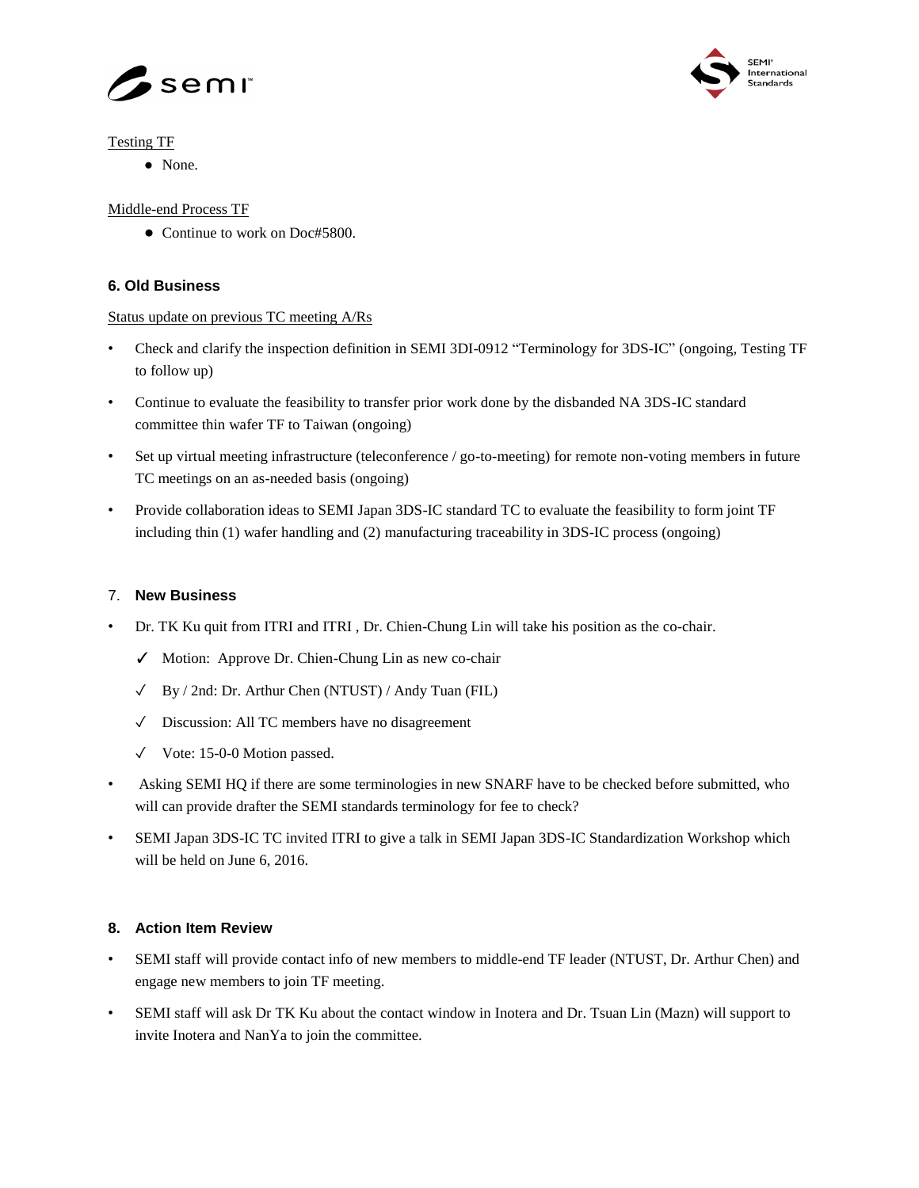Testing TF

- None.

Middle-end Process TF

- Continue to work on Doc#5800.

### 6. Old Business

Status update on previous TC meeting A/Rs

- Check and clarify the inspection definition in SEMI 3DI-0912 “Terminology for 3DS-IC” (ongoing, Testing TF to follow up)
- Continue to evaluate the feasibility to transfer prior work done by the disbanded NA 3DS-IC standard committee thin wafer TF to Taiwan (ongoing)
- Set up virtual meeting infrastructure (teleconference / go-to-meeting) for remote non-voting members in future TC meetings on an as-needed basis (ongoing)
- Provide collaboration ideas to SEMI Japan 3DS-IC standard TC to evaluate the feasibility to form joint TF including thin (1) wafer handling and (2) manufacturing traceability in 3DS-IC process (ongoing)

### 7. New Business

- Dr. TK Ku quit from ITRI and ITRI , Dr. Chien-Chung Lin will take his position as the co-chair.
  - ✓ Motion: Approve Dr. Chien-Chung Lin as new co-chair
  - ✓ By / 2nd: Dr. Arthur Chen (NTUST) / Andy Tuan (FIL)
  - ✓ Discussion: All TC members have no disagreement
  - ✓ Vote: 15-0-0 Motion passed.
- Asking SEMI HQ if there are some terminologies in new SNARF have to be checked before submitted, who will can provide drafter the SEMI standards terminology for fee to check?
- SEMI Japan 3DS-IC TC invited ITRI to give a talk in SEMI Japan 3DS-IC Standardization Workshop which will be held on June 6, 2016.

### 8. Action Item Review

- SEMI staff will provide contact info of new members to middle-end TF leader (NTUST, Dr. Arthur Chen) and engage new members to join TF meeting.
- SEMI staff will ask Dr TK Ku about the contact window in Inotera and Dr. Tsuan Lin (Mazn) will support to invite Inotera and NanYa to join the committee.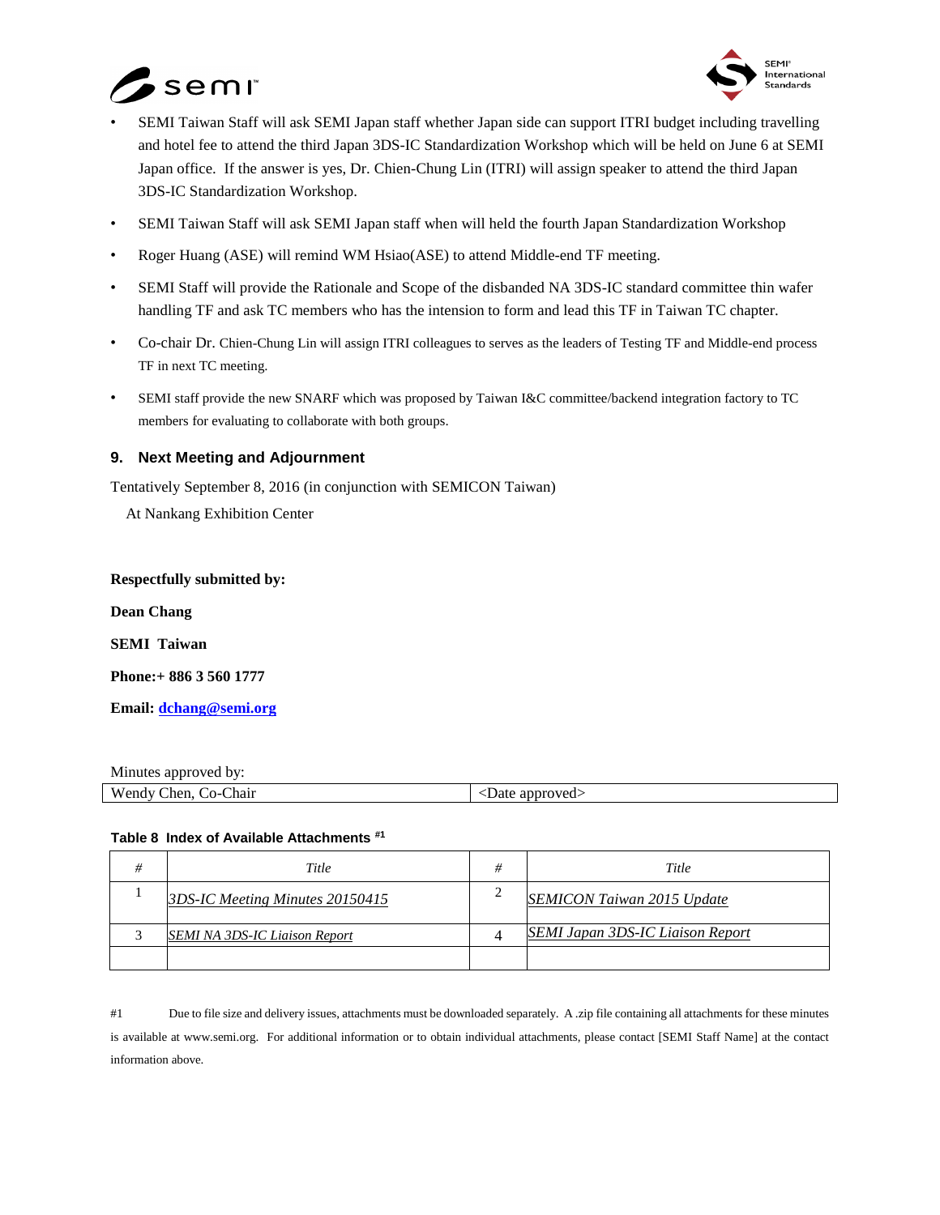- SEMI Taiwan Staff will ask SEMI Japan staff whether Japan side can support ITRI budget including travelling and hotel fee to attend the third Japan 3DS-IC Standardization Workshop which will be held on June 6 at SEMI Japan office. If the answer is yes, Dr. Chien-Chung Lin (ITRI) will assign speaker to attend the third Japan 3DS-IC Standardization Workshop.
- SEMI Taiwan Staff will ask SEMI Japan staff when will held the fourth Japan Standardization Workshop
- Roger Huang (ASE) will remind WM Hsiao(ASE) to attend Middle-end TF meeting.
- SEMI Staff will provide the Rationale and Scope of the disbanded NA 3DS-IC standard committee thin wafer handling TF and ask TC members who has the intension to form and lead this TF in Taiwan TC chapter.
- Co-chair Dr. Chien-Chung Lin will assign ITRI colleagues to serves as the leaders of Testing TF and Middle-end process TF in next TC meeting.
- SEMI staff provide the new SNARF which was proposed by Taiwan I&C committee/backend integration factory to TC members for evaluating to collaborate with both groups.

## 9. Next Meeting and Adjournment

Tentatively September 8, 2016 (in conjunction with SEMICON Taiwan)

At Nankang Exhibition Center

**Respectfully submitted by:**

**Dean Chang**

**SEMI Taiwan**

**Phone:+ 886 3 560 1777**

**Email: dchang@semi.org**

Minutes approved by:

| | |
|---|---|
| Wendy Chen, Co-Chair | <Date approved> |

**Table 8 Index of Available Attachments [#1]**

| # | Title | # | Title |
|---|---|---|---|
| 1 | *3DS-IC Meeting Minutes 20150415* | 2 | *SEMICON Taiwan 2015 Update* |
| 3 | *SEMI NA 3DS-IC Liaison Report* | 4 | *SEMI Japan 3DS-IC Liaison Report* |
| | | | |

#1 Due to file size and delivery issues, attachments must be downloaded separately. A .zip file containing all attachments for these minutes is available at www.semi.org. For additional information or to obtain individual attachments, please contact [SEMI Staff Name] at the contact information above.